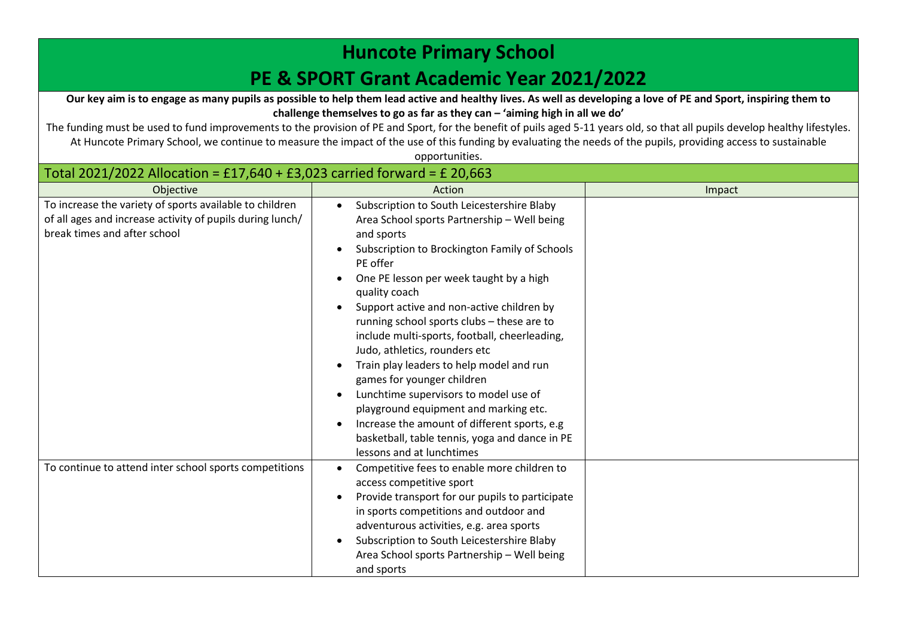# Huncote Primary School

## PE & SPORT Grant Academic Year 2021/2022

**Our key aim is to engage as many pupils as possible to help them lead active and healthy lives. As well as developing a love of PE and Sport, inspiring them to challenge themselves to go as far as they can – 'aiming high in all we do'**

The funding must be used to fund improvements to the provision of PE and Sport, for the benefit of puils aged 5-11 years old, so that all pupils develop healthy lifestyles. At Huncote Primary School, we continue to measure the impact of the use of this funding by evaluating the needs of the pupils, providing access to sustainable opportunities.

| Total 2021/2022 Allocation = £17,640 + £3,023 carried forward = £ 20,663 | | |
|---|---|---|
| Objective | Action | Impact |
| To increase the variety of sports available to children of all ages and increase activity of pupils during lunch/ break times and after school | • Subscription to South Leicestershire Blaby Area School sports Partnership – Well being and sports<br>• Subscription to Brockington Family of Schools PE offer<br>• One PE lesson per week taught by a high quality coach<br>• Support active and non-active children by running school sports clubs – these are to include multi-sports, football, cheerleading, Judo, athletics, rounders etc<br>• Train play leaders to help model and run games for younger children<br>• Lunchtime supervisors to model use of playground equipment and marking etc.<br>• Increase the amount of different sports, e.g basketball, table tennis, yoga and dance in PE lessons and at lunchtimes | |
| To continue to attend inter school sports competitions | • Competitive fees to enable more children to access competitive sport<br>• Provide transport for our pupils to participate in sports competitions and outdoor and adventurous activities, e.g. area sports<br>• Subscription to South Leicestershire Blaby Area School sports Partnership – Well being and sports | |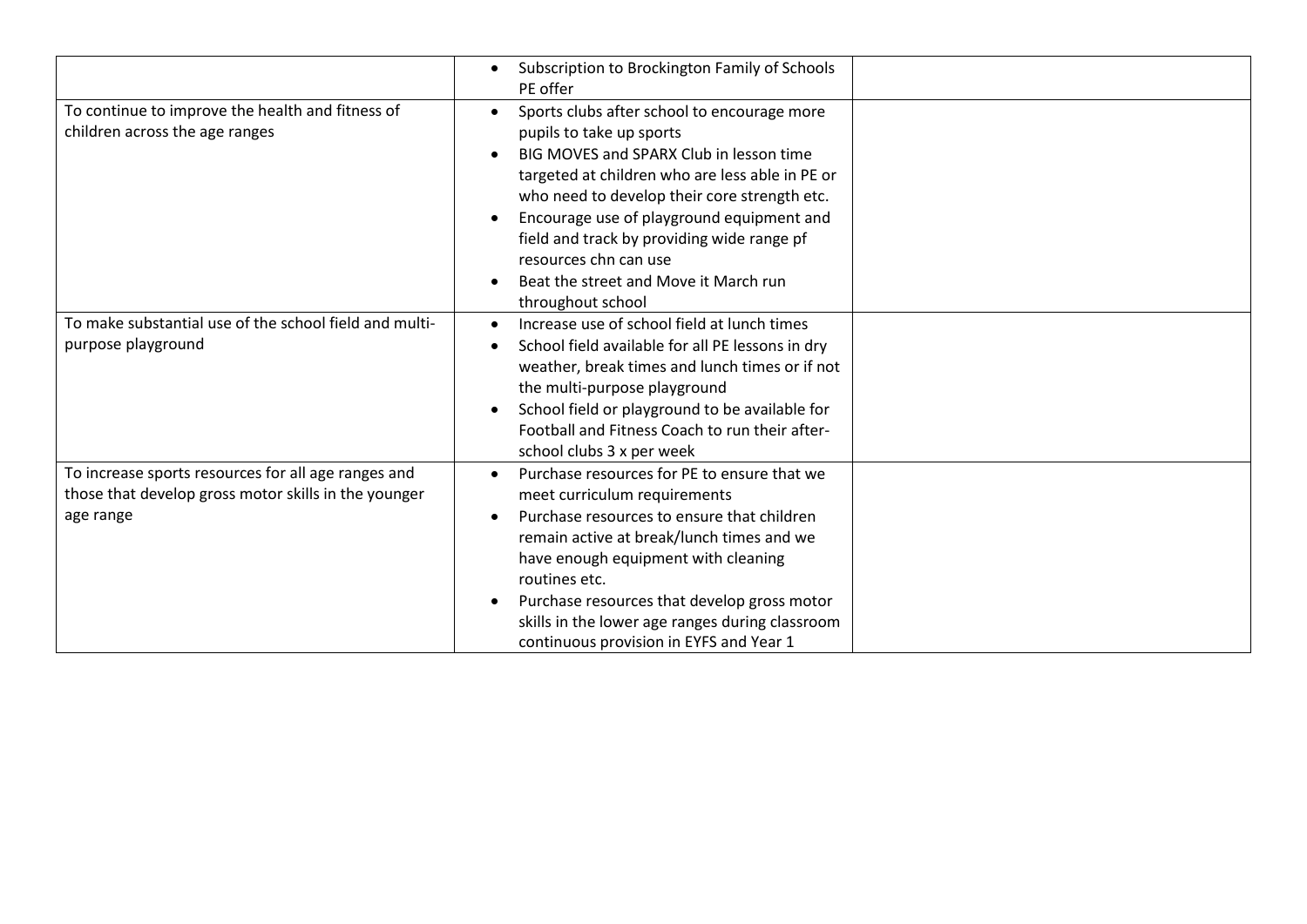| | | |
|---|---|---|
| | • Subscription to Brockington Family of Schools PE offer | |
| To continue to improve the health and fitness of children across the age ranges | • Sports clubs after school to encourage more pupils to take up sports<br>• BIG MOVES and SPARX Club in lesson time targeted at children who are less able in PE or who need to develop their core strength etc.<br>• Encourage use of playground equipment and field and track by providing wide range pf resources chn can use<br>• Beat the street and Move it March run throughout school | |
| To make substantial use of the school field and multi-purpose playground | • Increase use of school field at lunch times<br>• School field available for all PE lessons in dry weather, break times and lunch times or if not the multi-purpose playground<br>• School field or playground to be available for Football and Fitness Coach to run their after-school clubs 3 x per week | |
| To increase sports resources for all age ranges and those that develop gross motor skills in the younger age range | • Purchase resources for PE to ensure that we meet curriculum requirements<br>• Purchase resources to ensure that children remain active at break/lunch times and we have enough equipment with cleaning routines etc.<br>• Purchase resources that develop gross motor skills in the lower age ranges during classroom continuous provision in EYFS and Year 1 | |